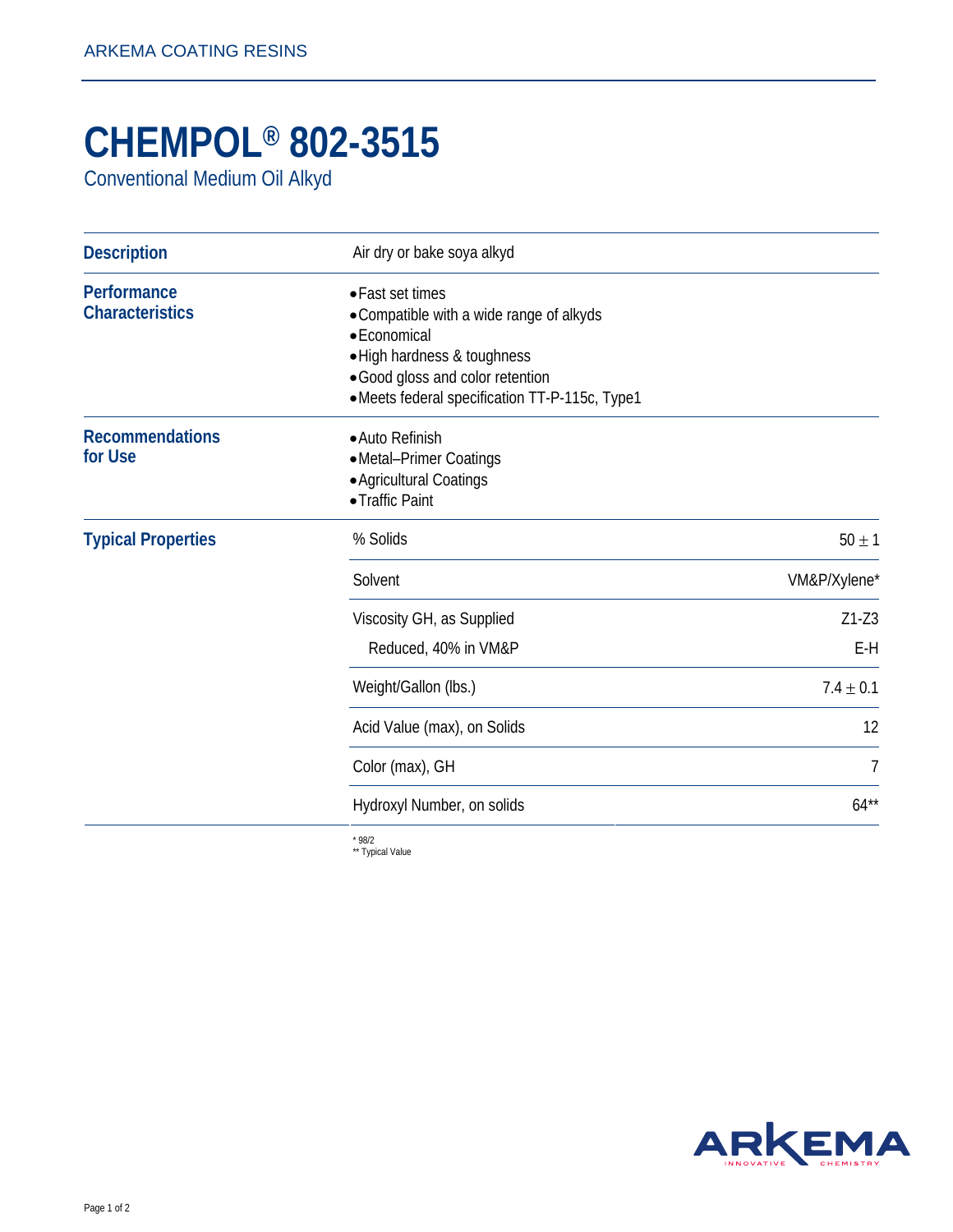# CHEMPOL® 802-3515

Conventional Medium Oil Alkyd

## Description

Air dry or bake soya alkyd

## Performance Characteristics

- Fast set times
- Compatible with a wide range of alkyds
- Economical
- High hardness & toughness
- Good gloss and color retention
- Meets federal specification TT-P-115c, Type1

## Recommendations for Use

- Auto Refinish
- Metal–Primer Coatings
- Agricultural Coatings
- Traffic Paint

## Typical Properties

| Property | Value |
|---|---|
| % Solids | 50 ± 1 |
| Solvent | VM&P/Xylene* |
| Viscosity GH, as Supplied | Z1-Z3 |
| Reduced, 40% in VM&P | E-H |
| Weight/Gallon (lbs.) | 7.4 ± 0.1 |
| Acid Value (max), on Solids | 12 |
| Color (max), GH | 7 |
| Hydroxyl Number, on solids | 64** |

* 98/2
** Typical Value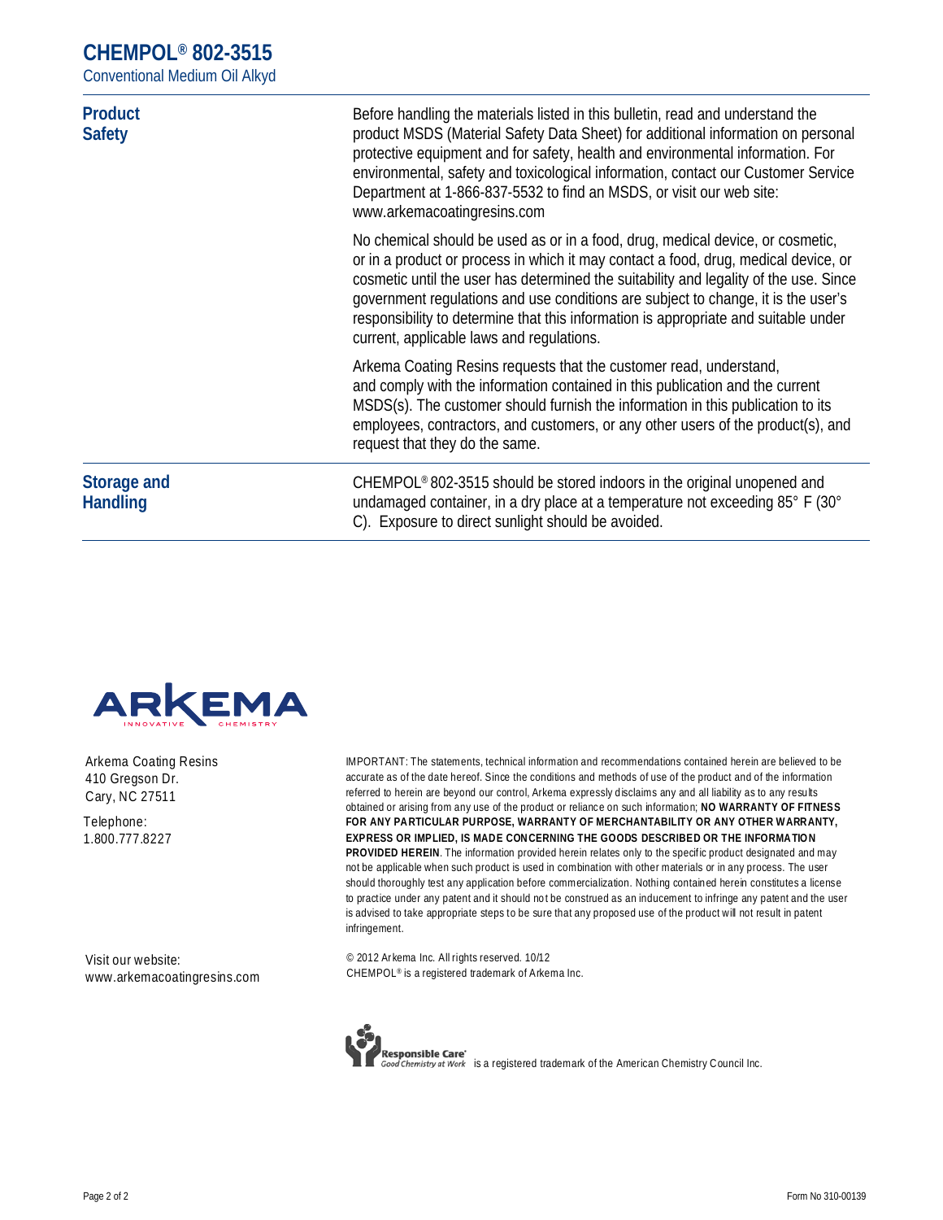# CHEMPOL® 802-3515

Conventional Medium Oil Alkyd

## Product Safety

Before handling the materials listed in this bulletin, read and understand the product MSDS (Material Safety Data Sheet) for additional information on personal protective equipment and for safety, health and environmental information. For environmental, safety and toxicological information, contact our Customer Service Department at 1-866-837-5532 to find an MSDS, or visit our web site: www.arkemacoatingresins.com

No chemical should be used as or in a food, drug, medical device, or cosmetic, or in a product or process in which it may contact a food, drug, medical device, or cosmetic until the user has determined the suitability and legality of the use. Since government regulations and use conditions are subject to change, it is the user's responsibility to determine that this information is appropriate and suitable under current, applicable laws and regulations.

Arkema Coating Resins requests that the customer read, understand, and comply with the information contained in this publication and the current MSDS(s). The customer should furnish the information in this publication to its employees, contractors, and customers, or any other users of the product(s), and request that they do the same.

## Storage and Handling

CHEMPOL® 802-3515 should be stored indoors in the original unopened and undamaged container, in a dry place at a temperature not exceeding 85° F (30° C). Exposure to direct sunlight should be avoided.

ARKEMA
INNOVATIVE CHEMISTRY

Arkema Coating Resins
410 Gregson Dr.
Cary, NC 27511

Telephone:
1.800.777.8227

Visit our website:
www.arkemacoatingresins.com

IMPORTANT: The statements, technical information and recommendations contained herein are believed to be accurate as of the date hereof. Since the conditions and methods of use of the product and of the information referred to herein are beyond our control, Arkema expressly disclaims any and all liability as to any results obtained or arising from any use of the product or reliance on such information; **NO WARRANTY OF FITNESS FOR ANY PARTICULAR PURPOSE, WARRANTY OF MERCHANTABILITY OR ANY OTHER WARRANTY, EXPRESS OR IMPLIED, IS MADE CONCERNING THE GOODS DESCRIBED OR THE INFORMATION PROVIDED HEREIN**. The information provided herein relates only to the specific product designated and may not be applicable when such product is used in combination with other materials or in any process. The user should thoroughly test any application before commercialization. Nothing contained herein constitutes a license to practice under any patent and it should not be construed as an inducement to infringe any patent and the user is advised to take appropriate steps to be sure that any proposed use of the product will not result in patent infringement.

© 2012 Arkema Inc. All rights reserved. 10/12
CHEMPOL® is a registered trademark of Arkema Inc.

Responsible Care® Good Chemistry at Work is a registered trademark of the American Chemistry Council Inc.

Form No 310-00139